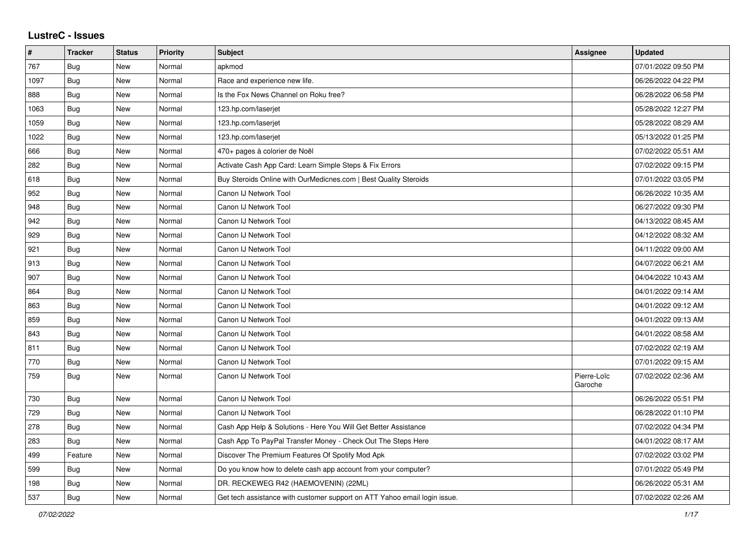# LustreC - Issues

| # | Tracker | Status | Priority | Subject | Assignee | Updated |
|---|---|---|---|---|---|---|
| 767 | Bug | New | Normal | apkmod | | 07/01/2022 09:50 PM |
| 1097 | Bug | New | Normal | Race and experience new life. | | 06/26/2022 04:22 PM |
| 888 | Bug | New | Normal | Is the Fox News Channel on Roku free? | | 06/28/2022 06:58 PM |
| 1063 | Bug | New | Normal | 123.hp.com/laserjet | | 05/28/2022 12:27 PM |
| 1059 | Bug | New | Normal | 123.hp.com/laserjet | | 05/28/2022 08:29 AM |
| 1022 | Bug | New | Normal | 123.hp.com/laserjet | | 05/13/2022 01:25 PM |
| 666 | Bug | New | Normal | 470+ pages à colorier de Noël | | 07/02/2022 05:51 AM |
| 282 | Bug | New | Normal | Activate Cash App Card: Learn Simple Steps & Fix Errors | | 07/02/2022 09:15 PM |
| 618 | Bug | New | Normal | Buy Steroids Online with OurMedicnes.com \| Best Quality Steroids | | 07/01/2022 03:05 PM |
| 952 | Bug | New | Normal | Canon IJ Network Tool | | 06/26/2022 10:35 AM |
| 948 | Bug | New | Normal | Canon IJ Network Tool | | 06/27/2022 09:30 PM |
| 942 | Bug | New | Normal | Canon IJ Network Tool | | 04/13/2022 08:45 AM |
| 929 | Bug | New | Normal | Canon IJ Network Tool | | 04/12/2022 08:32 AM |
| 921 | Bug | New | Normal | Canon IJ Network Tool | | 04/11/2022 09:00 AM |
| 913 | Bug | New | Normal | Canon IJ Network Tool | | 04/07/2022 06:21 AM |
| 907 | Bug | New | Normal | Canon IJ Network Tool | | 04/04/2022 10:43 AM |
| 864 | Bug | New | Normal | Canon IJ Network Tool | | 04/01/2022 09:14 AM |
| 863 | Bug | New | Normal | Canon IJ Network Tool | | 04/01/2022 09:12 AM |
| 859 | Bug | New | Normal | Canon IJ Network Tool | | 04/01/2022 09:13 AM |
| 843 | Bug | New | Normal | Canon IJ Network Tool | | 04/01/2022 08:58 AM |
| 811 | Bug | New | Normal | Canon IJ Network Tool | | 07/02/2022 02:19 AM |
| 770 | Bug | New | Normal | Canon IJ Network Tool | | 07/01/2022 09:15 AM |
| 759 | Bug | New | Normal | Canon IJ Network Tool | Pierre-Loïc Garoche | 07/02/2022 02:36 AM |
| 730 | Bug | New | Normal | Canon IJ Network Tool | | 06/26/2022 05:51 PM |
| 729 | Bug | New | Normal | Canon IJ Network Tool | | 06/28/2022 01:10 PM |
| 278 | Bug | New | Normal | Cash App Help & Solutions - Here You Will Get Better Assistance | | 07/02/2022 04:34 PM |
| 283 | Bug | New | Normal | Cash App To PayPal Transfer Money - Check Out The Steps Here | | 04/01/2022 08:17 AM |
| 499 | Feature | New | Normal | Discover The Premium Features Of Spotify Mod Apk | | 07/02/2022 03:02 PM |
| 599 | Bug | New | Normal | Do you know how to delete cash app account from your computer? | | 07/01/2022 05:49 PM |
| 198 | Bug | New | Normal | DR. RECKEWEG R42 (HAEMOVENIN) (22ML) | | 06/26/2022 05:31 AM |
| 537 | Bug | New | Normal | Get tech assistance with customer support on ATT Yahoo email login issue. | | 07/02/2022 02:26 AM |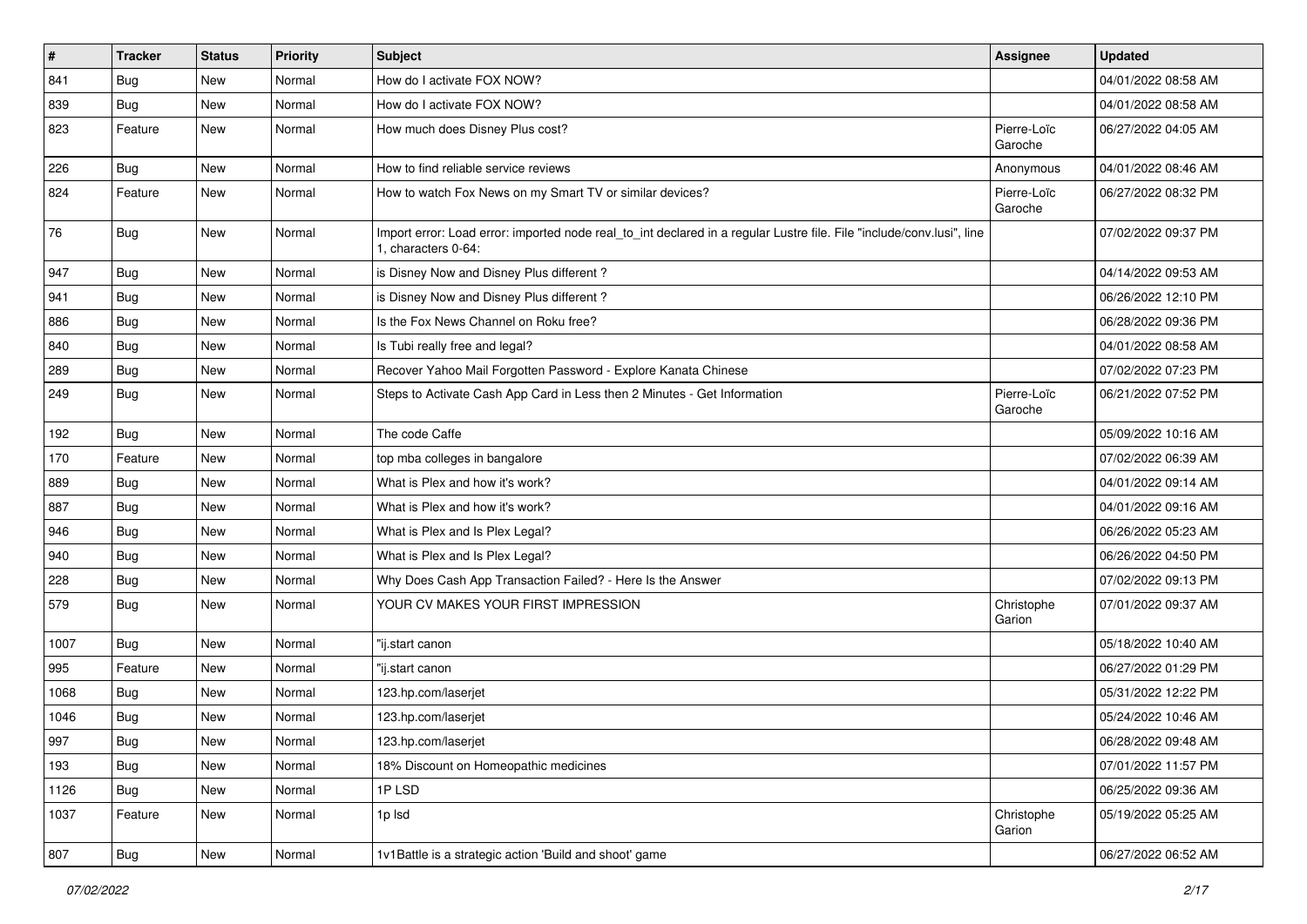| # | Tracker | Status | Priority | Subject | Assignee | Updated |
|---|---|---|---|---|---|---|
| 841 | Bug | New | Normal | How do I activate FOX NOW? | | 04/01/2022 08:58 AM |
| 839 | Bug | New | Normal | How do I activate FOX NOW? | | 04/01/2022 08:58 AM |
| 823 | Feature | New | Normal | How much does Disney Plus cost? | Pierre-Loïc Garoche | 06/27/2022 04:05 AM |
| 226 | Bug | New | Normal | How to find reliable service reviews | Anonymous | 04/01/2022 08:46 AM |
| 824 | Feature | New | Normal | How to watch Fox News on my Smart TV or similar devices? | Pierre-Loïc Garoche | 06/27/2022 08:32 PM |
| 76 | Bug | New | Normal | Import error: Load error: imported node real_to_int declared in a regular Lustre file. File "include/conv.lusi", line 1, characters 0-64: | | 07/02/2022 09:37 PM |
| 947 | Bug | New | Normal | is Disney Now and Disney Plus different ? | | 04/14/2022 09:53 AM |
| 941 | Bug | New | Normal | is Disney Now and Disney Plus different ? | | 06/26/2022 12:10 PM |
| 886 | Bug | New | Normal | Is the Fox News Channel on Roku free? | | 06/28/2022 09:36 PM |
| 840 | Bug | New | Normal | Is Tubi really free and legal? | | 04/01/2022 08:58 AM |
| 289 | Bug | New | Normal | Recover Yahoo Mail Forgotten Password - Explore Kanata Chinese | | 07/02/2022 07:23 PM |
| 249 | Bug | New | Normal | Steps to Activate Cash App Card in Less then 2 Minutes - Get Information | Pierre-Loïc Garoche | 06/21/2022 07:52 PM |
| 192 | Bug | New | Normal | The code Caffe | | 05/09/2022 10:16 AM |
| 170 | Feature | New | Normal | top mba colleges in bangalore | | 07/02/2022 06:39 AM |
| 889 | Bug | New | Normal | What is Plex and how it's work? | | 04/01/2022 09:14 AM |
| 887 | Bug | New | Normal | What is Plex and how it's work? | | 04/01/2022 09:16 AM |
| 946 | Bug | New | Normal | What is Plex and Is Plex Legal? | | 06/26/2022 05:23 AM |
| 940 | Bug | New | Normal | What is Plex and Is Plex Legal? | | 06/26/2022 04:50 PM |
| 228 | Bug | New | Normal | Why Does Cash App Transaction Failed? - Here Is the Answer | | 07/02/2022 09:13 PM |
| 579 | Bug | New | Normal | YOUR CV MAKES YOUR FIRST IMPRESSION | Christophe Garion | 07/01/2022 09:37 AM |
| 1007 | Bug | New | Normal | "ij.start canon | | 05/18/2022 10:40 AM |
| 995 | Feature | New | Normal | "ij.start canon | | 06/27/2022 01:29 PM |
| 1068 | Bug | New | Normal | 123.hp.com/laserjet | | 05/31/2022 12:22 PM |
| 1046 | Bug | New | Normal | 123.hp.com/laserjet | | 05/24/2022 10:46 AM |
| 997 | Bug | New | Normal | 123.hp.com/laserjet | | 06/28/2022 09:48 AM |
| 193 | Bug | New | Normal | 18% Discount on Homeopathic medicines | | 07/01/2022 11:57 PM |
| 1126 | Bug | New | Normal | 1P LSD | | 06/25/2022 09:36 AM |
| 1037 | Feature | New | Normal | 1p lsd | Christophe Garion | 05/19/2022 05:25 AM |
| 807 | Bug | New | Normal | 1v1Battle is a strategic action 'Build and shoot' game | | 06/27/2022 06:52 AM |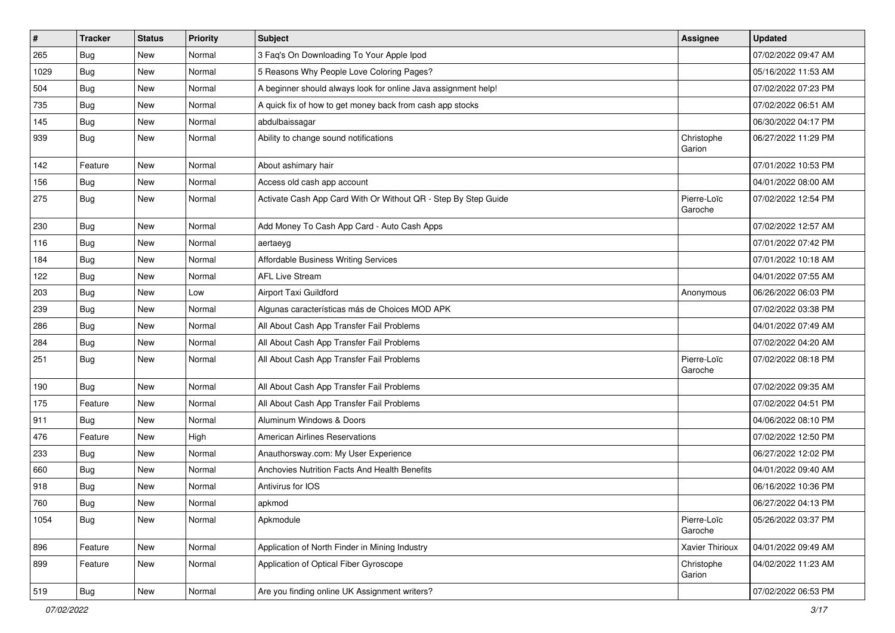| # | Tracker | Status | Priority | Subject | Assignee | Updated |
|---|---|---|---|---|---|---|
| 265 | Bug | New | Normal | 3 Faq's On Downloading To Your Apple Ipod | | 07/02/2022 09:47 AM |
| 1029 | Bug | New | Normal | 5 Reasons Why People Love Coloring Pages? | | 05/16/2022 11:53 AM |
| 504 | Bug | New | Normal | A beginner should always look for online Java assignment help! | | 07/02/2022 07:23 PM |
| 735 | Bug | New | Normal | A quick fix of how to get money back from cash app stocks | | 07/02/2022 06:51 AM |
| 145 | Bug | New | Normal | abdulbaissagar | | 06/30/2022 04:17 PM |
| 939 | Bug | New | Normal | Ability to change sound notifications | Christophe Garion | 06/27/2022 11:29 PM |
| 142 | Feature | New | Normal | About ashimary hair | | 07/01/2022 10:53 PM |
| 156 | Bug | New | Normal | Access old cash app account | | 04/01/2022 08:00 AM |
| 275 | Bug | New | Normal | Activate Cash App Card With Or Without QR - Step By Step Guide | Pierre-Loïc Garoche | 07/02/2022 12:54 PM |
| 230 | Bug | New | Normal | Add Money To Cash App Card - Auto Cash Apps | | 07/02/2022 12:57 AM |
| 116 | Bug | New | Normal | aertaeyg | | 07/01/2022 07:42 PM |
| 184 | Bug | New | Normal | Affordable Business Writing Services | | 07/01/2022 10:18 AM |
| 122 | Bug | New | Normal | AFL Live Stream | | 04/01/2022 07:55 AM |
| 203 | Bug | New | Low | Airport Taxi Guildford | Anonymous | 06/26/2022 06:03 PM |
| 239 | Bug | New | Normal | Algunas características más de Choices MOD APK | | 07/02/2022 03:38 PM |
| 286 | Bug | New | Normal | All About Cash App Transfer Fail Problems | | 04/01/2022 07:49 AM |
| 284 | Bug | New | Normal | All About Cash App Transfer Fail Problems | | 07/02/2022 04:20 AM |
| 251 | Bug | New | Normal | All About Cash App Transfer Fail Problems | Pierre-Loïc Garoche | 07/02/2022 08:18 PM |
| 190 | Bug | New | Normal | All About Cash App Transfer Fail Problems | | 07/02/2022 09:35 AM |
| 175 | Feature | New | Normal | All About Cash App Transfer Fail Problems | | 07/02/2022 04:51 PM |
| 911 | Bug | New | Normal | Aluminum Windows & Doors | | 04/06/2022 08:10 PM |
| 476 | Feature | New | High | American Airlines Reservations | | 07/02/2022 12:50 PM |
| 233 | Bug | New | Normal | Anauthorsway.com: My User Experience | | 06/27/2022 12:02 PM |
| 660 | Bug | New | Normal | Anchovies Nutrition Facts And Health Benefits | | 04/01/2022 09:40 AM |
| 918 | Bug | New | Normal | Antivirus for IOS | | 06/16/2022 10:36 PM |
| 760 | Bug | New | Normal | apkmod | | 06/27/2022 04:13 PM |
| 1054 | Bug | New | Normal | Apkmodule | Pierre-Loïc Garoche | 05/26/2022 03:37 PM |
| 896 | Feature | New | Normal | Application of North Finder in Mining Industry | Xavier Thirioux | 04/01/2022 09:49 AM |
| 899 | Feature | New | Normal | Application of Optical Fiber Gyroscope | Christophe Garion | 04/02/2022 11:23 AM |
| 519 | Bug | New | Normal | Are you finding online UK Assignment writers? | | 07/02/2022 06:53 PM |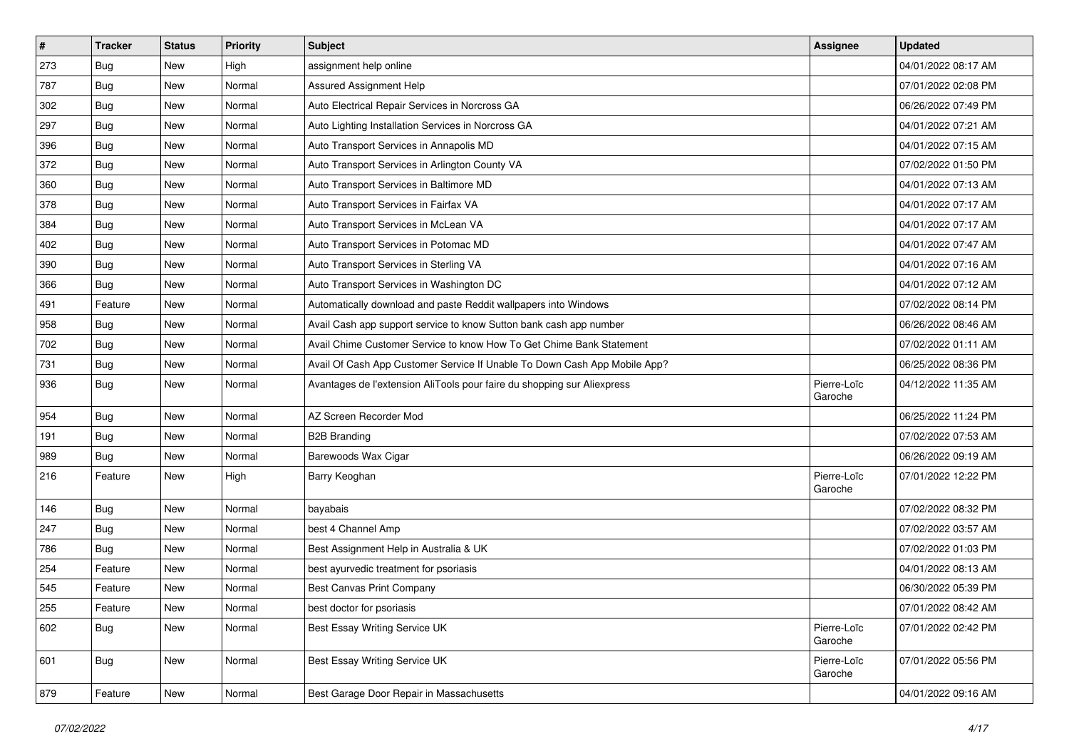| # | Tracker | Status | Priority | Subject | Assignee | Updated |
|---|---|---|---|---|---|---|
| 273 | Bug | New | High | assignment help online | | 04/01/2022 08:17 AM |
| 787 | Bug | New | Normal | Assured Assignment Help | | 07/01/2022 02:08 PM |
| 302 | Bug | New | Normal | Auto Electrical Repair Services in Norcross GA | | 06/26/2022 07:49 PM |
| 297 | Bug | New | Normal | Auto Lighting Installation Services in Norcross GA | | 04/01/2022 07:21 AM |
| 396 | Bug | New | Normal | Auto Transport Services in Annapolis MD | | 04/01/2022 07:15 AM |
| 372 | Bug | New | Normal | Auto Transport Services in Arlington County VA | | 07/02/2022 01:50 PM |
| 360 | Bug | New | Normal | Auto Transport Services in Baltimore MD | | 04/01/2022 07:13 AM |
| 378 | Bug | New | Normal | Auto Transport Services in Fairfax VA | | 04/01/2022 07:17 AM |
| 384 | Bug | New | Normal | Auto Transport Services in McLean VA | | 04/01/2022 07:17 AM |
| 402 | Bug | New | Normal | Auto Transport Services in Potomac MD | | 04/01/2022 07:47 AM |
| 390 | Bug | New | Normal | Auto Transport Services in Sterling VA | | 04/01/2022 07:16 AM |
| 366 | Bug | New | Normal | Auto Transport Services in Washington DC | | 04/01/2022 07:12 AM |
| 491 | Feature | New | Normal | Automatically download and paste Reddit wallpapers into Windows | | 07/02/2022 08:14 PM |
| 958 | Bug | New | Normal | Avail Cash app support service to know Sutton bank cash app number | | 06/26/2022 08:46 AM |
| 702 | Bug | New | Normal | Avail Chime Customer Service to know How To Get Chime Bank Statement | | 07/02/2022 01:11 AM |
| 731 | Bug | New | Normal | Avail Of Cash App Customer Service If Unable To Down Cash App Mobile App? | | 06/25/2022 08:36 PM |
| 936 | Bug | New | Normal | Avantages de l'extension AliTools pour faire du shopping sur Aliexpress | Pierre-Loïc Garoche | 04/12/2022 11:35 AM |
| 954 | Bug | New | Normal | AZ Screen Recorder Mod | | 06/25/2022 11:24 PM |
| 191 | Bug | New | Normal | B2B Branding | | 07/02/2022 07:53 AM |
| 989 | Bug | New | Normal | Barewoods Wax Cigar | | 06/26/2022 09:19 AM |
| 216 | Feature | New | High | Barry Keoghan | Pierre-Loïc Garoche | 07/01/2022 12:22 PM |
| 146 | Bug | New | Normal | bayabais | | 07/02/2022 08:32 PM |
| 247 | Bug | New | Normal | best 4 Channel Amp | | 07/02/2022 03:57 AM |
| 786 | Bug | New | Normal | Best Assignment Help in Australia & UK | | 07/02/2022 01:03 PM |
| 254 | Feature | New | Normal | best ayurvedic treatment for psoriasis | | 04/01/2022 08:13 AM |
| 545 | Feature | New | Normal | Best Canvas Print Company | | 06/30/2022 05:39 PM |
| 255 | Feature | New | Normal | best doctor for psoriasis | | 07/01/2022 08:42 AM |
| 602 | Bug | New | Normal | Best Essay Writing Service UK | Pierre-Loïc Garoche | 07/01/2022 02:42 PM |
| 601 | Bug | New | Normal | Best Essay Writing Service UK | Pierre-Loïc Garoche | 07/01/2022 05:56 PM |
| 879 | Feature | New | Normal | Best Garage Door Repair in Massachusetts | | 04/01/2022 09:16 AM |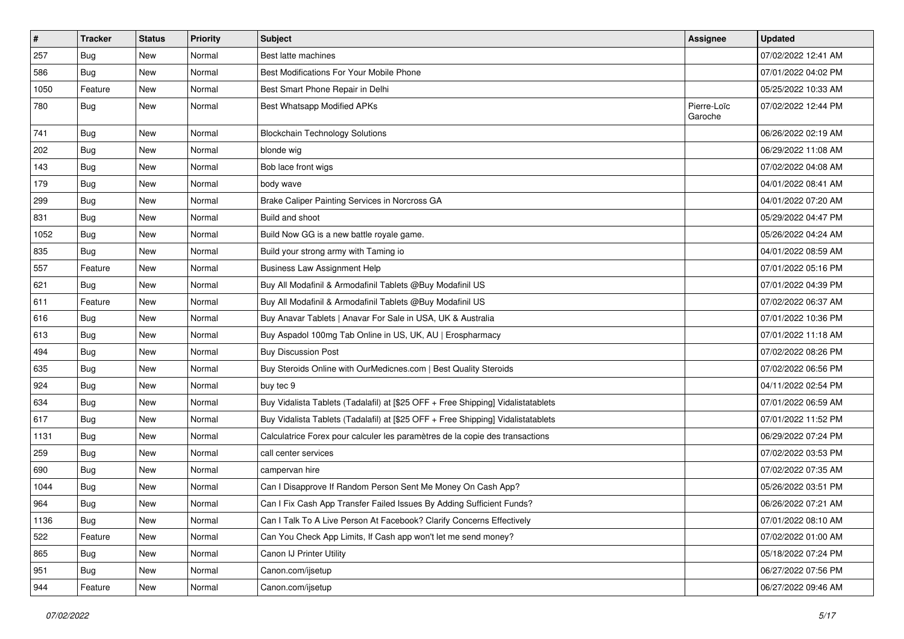| # | Tracker | Status | Priority | Subject | Assignee | Updated |
|---|---|---|---|---|---|---|
| 257 | Bug | New | Normal | Best latte machines | | 07/02/2022 12:41 AM |
| 586 | Bug | New | Normal | Best Modifications For Your Mobile Phone | | 07/01/2022 04:02 PM |
| 1050 | Feature | New | Normal | Best Smart Phone Repair in Delhi | | 05/25/2022 10:33 AM |
| 780 | Bug | New | Normal | Best Whatsapp Modified APKs | Pierre-Loïc Garoche | 07/02/2022 12:44 PM |
| 741 | Bug | New | Normal | Blockchain Technology Solutions | | 06/26/2022 02:19 AM |
| 202 | Bug | New | Normal | blonde wig | | 06/29/2022 11:08 AM |
| 143 | Bug | New | Normal | Bob lace front wigs | | 07/02/2022 04:08 AM |
| 179 | Bug | New | Normal | body wave | | 04/01/2022 08:41 AM |
| 299 | Bug | New | Normal | Brake Caliper Painting Services in Norcross GA | | 04/01/2022 07:20 AM |
| 831 | Bug | New | Normal | Build and shoot | | 05/29/2022 04:47 PM |
| 1052 | Bug | New | Normal | Build Now GG is a new battle royale game. | | 05/26/2022 04:24 AM |
| 835 | Bug | New | Normal | Build your strong army with Taming io | | 04/01/2022 08:59 AM |
| 557 | Feature | New | Normal | Business Law Assignment Help | | 07/01/2022 05:16 PM |
| 621 | Bug | New | Normal | Buy All Modafinil & Armodafinil Tablets @Buy Modafinil US | | 07/01/2022 04:39 PM |
| 611 | Feature | New | Normal | Buy All Modafinil & Armodafinil Tablets @Buy Modafinil US | | 07/02/2022 06:37 AM |
| 616 | Bug | New | Normal | Buy Anavar Tablets \| Anavar For Sale in USA, UK & Australia | | 07/01/2022 10:36 PM |
| 613 | Bug | New | Normal | Buy Aspadol 100mg Tab Online in US, UK, AU \| Erospharmacy | | 07/01/2022 11:18 AM |
| 494 | Bug | New | Normal | Buy Discussion Post | | 07/02/2022 08:26 PM |
| 635 | Bug | New | Normal | Buy Steroids Online with OurMedicnes.com \| Best Quality Steroids | | 07/02/2022 06:56 PM |
| 924 | Bug | New | Normal | buy tec 9 | | 04/11/2022 02:54 PM |
| 634 | Bug | New | Normal | Buy Vidalista Tablets (Tadalafil) at [$25 OFF + Free Shipping] Vidalistatablets | | 07/01/2022 06:59 AM |
| 617 | Bug | New | Normal | Buy Vidalista Tablets (Tadalafil) at [$25 OFF + Free Shipping] Vidalistatablets | | 07/01/2022 11:52 PM |
| 1131 | Bug | New | Normal | Calculatrice Forex pour calculer les paramètres de la copie des transactions | | 06/29/2022 07:24 PM |
| 259 | Bug | New | Normal | call center services | | 07/02/2022 03:53 PM |
| 690 | Bug | New | Normal | campervan hire | | 07/02/2022 07:35 AM |
| 1044 | Bug | New | Normal | Can I Disapprove If Random Person Sent Me Money On Cash App? | | 05/26/2022 03:51 PM |
| 964 | Bug | New | Normal | Can I Fix Cash App Transfer Failed Issues By Adding Sufficient Funds? | | 06/26/2022 07:21 AM |
| 1136 | Bug | New | Normal | Can I Talk To A Live Person At Facebook? Clarify Concerns Effectively | | 07/01/2022 08:10 AM |
| 522 | Feature | New | Normal | Can You Check App Limits, If Cash app won't let me send money? | | 07/02/2022 01:00 AM |
| 865 | Bug | New | Normal | Canon IJ Printer Utility | | 05/18/2022 07:24 PM |
| 951 | Bug | New | Normal | Canon.com/ijsetup | | 06/27/2022 07:56 PM |
| 944 | Feature | New | Normal | Canon.com/ijsetup | | 06/27/2022 09:46 AM |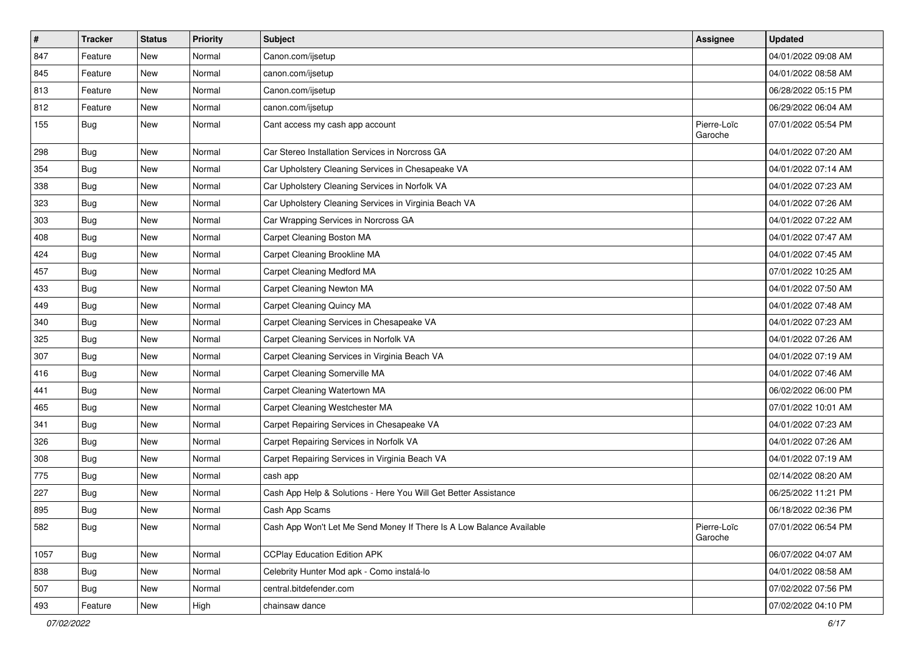| # | Tracker | Status | Priority | Subject | Assignee | Updated |
|---|---|---|---|---|---|---|
| 847 | Feature | New | Normal | Canon.com/ijsetup | | 04/01/2022 09:08 AM |
| 845 | Feature | New | Normal | canon.com/ijsetup | | 04/01/2022 08:58 AM |
| 813 | Feature | New | Normal | Canon.com/ijsetup | | 06/28/2022 05:15 PM |
| 812 | Feature | New | Normal | canon.com/ijsetup | | 06/29/2022 06:04 AM |
| 155 | Bug | New | Normal | Cant access my cash app account | Pierre-Loïc Garoche | 07/01/2022 05:54 PM |
| 298 | Bug | New | Normal | Car Stereo Installation Services in Norcross GA | | 04/01/2022 07:20 AM |
| 354 | Bug | New | Normal | Car Upholstery Cleaning Services in Chesapeake VA | | 04/01/2022 07:14 AM |
| 338 | Bug | New | Normal | Car Upholstery Cleaning Services in Norfolk VA | | 04/01/2022 07:23 AM |
| 323 | Bug | New | Normal | Car Upholstery Cleaning Services in Virginia Beach VA | | 04/01/2022 07:26 AM |
| 303 | Bug | New | Normal | Car Wrapping Services in Norcross GA | | 04/01/2022 07:22 AM |
| 408 | Bug | New | Normal | Carpet Cleaning Boston MA | | 04/01/2022 07:47 AM |
| 424 | Bug | New | Normal | Carpet Cleaning Brookline MA | | 04/01/2022 07:45 AM |
| 457 | Bug | New | Normal | Carpet Cleaning Medford MA | | 07/01/2022 10:25 AM |
| 433 | Bug | New | Normal | Carpet Cleaning Newton MA | | 04/01/2022 07:50 AM |
| 449 | Bug | New | Normal | Carpet Cleaning Quincy MA | | 04/01/2022 07:48 AM |
| 340 | Bug | New | Normal | Carpet Cleaning Services in Chesapeake VA | | 04/01/2022 07:23 AM |
| 325 | Bug | New | Normal | Carpet Cleaning Services in Norfolk VA | | 04/01/2022 07:26 AM |
| 307 | Bug | New | Normal | Carpet Cleaning Services in Virginia Beach VA | | 04/01/2022 07:19 AM |
| 416 | Bug | New | Normal | Carpet Cleaning Somerville MA | | 04/01/2022 07:46 AM |
| 441 | Bug | New | Normal | Carpet Cleaning Watertown MA | | 06/02/2022 06:00 PM |
| 465 | Bug | New | Normal | Carpet Cleaning Westchester MA | | 07/01/2022 10:01 AM |
| 341 | Bug | New | Normal | Carpet Repairing Services in Chesapeake VA | | 04/01/2022 07:23 AM |
| 326 | Bug | New | Normal | Carpet Repairing Services in Norfolk VA | | 04/01/2022 07:26 AM |
| 308 | Bug | New | Normal | Carpet Repairing Services in Virginia Beach VA | | 04/01/2022 07:19 AM |
| 775 | Bug | New | Normal | cash app | | 02/14/2022 08:20 AM |
| 227 | Bug | New | Normal | Cash App Help & Solutions - Here You Will Get Better Assistance | | 06/25/2022 11:21 PM |
| 895 | Bug | New | Normal | Cash App Scams | | 06/18/2022 02:36 PM |
| 582 | Bug | New | Normal | Cash App Won't Let Me Send Money If There Is A Low Balance Available | Pierre-Loïc Garoche | 07/01/2022 06:54 PM |
| 1057 | Bug | New | Normal | CCPlay Education Edition APK | | 06/07/2022 04:07 AM |
| 838 | Bug | New | Normal | Celebrity Hunter Mod apk - Como instalá-lo | | 04/01/2022 08:58 AM |
| 507 | Bug | New | Normal | central.bitdefender.com | | 07/02/2022 07:56 PM |
| 493 | Feature | New | High | chainsaw dance | | 07/02/2022 04:10 PM |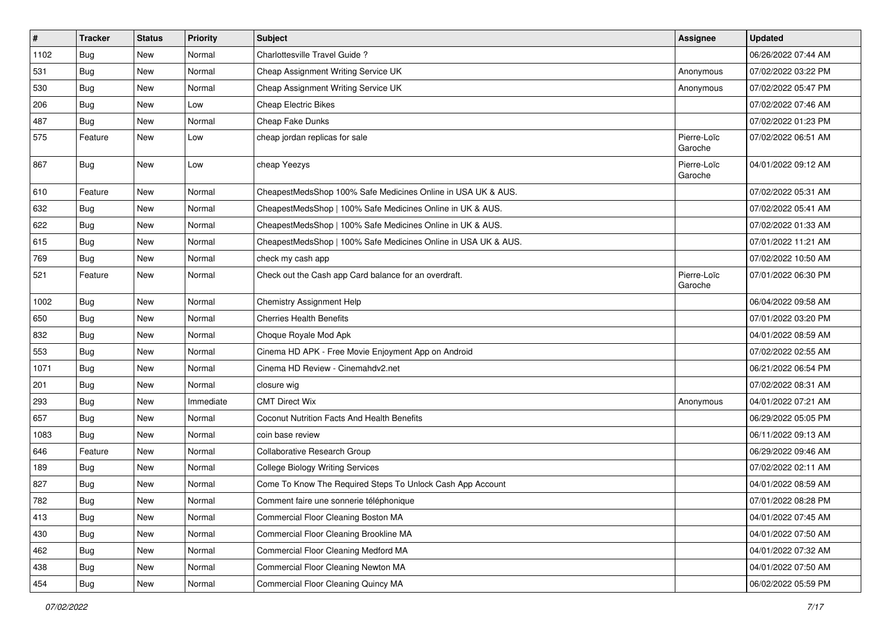| # | Tracker | Status | Priority | Subject | Assignee | Updated |
|---|---|---|---|---|---|---|
| 1102 | Bug | New | Normal | Charlottesville Travel Guide ? | | 06/26/2022 07:44 AM |
| 531 | Bug | New | Normal | Cheap Assignment Writing Service UK | Anonymous | 07/02/2022 03:22 PM |
| 530 | Bug | New | Normal | Cheap Assignment Writing Service UK | Anonymous | 07/02/2022 05:47 PM |
| 206 | Bug | New | Low | Cheap Electric Bikes | | 07/02/2022 07:46 AM |
| 487 | Bug | New | Normal | Cheap Fake Dunks | | 07/02/2022 01:23 PM |
| 575 | Feature | New | Low | cheap jordan replicas for sale | Pierre-Loïc Garoche | 07/02/2022 06:51 AM |
| 867 | Bug | New | Low | cheap Yeezys | Pierre-Loïc Garoche | 04/01/2022 09:12 AM |
| 610 | Feature | New | Normal | CheapestMedsShop 100% Safe Medicines Online in USA UK & AUS. | | 07/02/2022 05:31 AM |
| 632 | Bug | New | Normal | CheapestMedsShop \| 100% Safe Medicines Online in UK & AUS. | | 07/02/2022 05:41 AM |
| 622 | Bug | New | Normal | CheapestMedsShop \| 100% Safe Medicines Online in UK & AUS. | | 07/02/2022 01:33 AM |
| 615 | Bug | New | Normal | CheapestMedsShop \| 100% Safe Medicines Online in USA UK & AUS. | | 07/01/2022 11:21 AM |
| 769 | Bug | New | Normal | check my cash app | | 07/02/2022 10:50 AM |
| 521 | Feature | New | Normal | Check out the Cash app Card balance for an overdraft. | Pierre-Loïc Garoche | 07/01/2022 06:30 PM |
| 1002 | Bug | New | Normal | Chemistry Assignment Help | | 06/04/2022 09:58 AM |
| 650 | Bug | New | Normal | Cherries Health Benefits | | 07/01/2022 03:20 PM |
| 832 | Bug | New | Normal | Choque Royale Mod Apk | | 04/01/2022 08:59 AM |
| 553 | Bug | New | Normal | Cinema HD APK - Free Movie Enjoyment App on Android | | 07/02/2022 02:55 AM |
| 1071 | Bug | New | Normal | Cinema HD Review - Cinemahdv2.net | | 06/21/2022 06:54 PM |
| 201 | Bug | New | Normal | closure wig | | 07/02/2022 08:31 AM |
| 293 | Bug | New | Immediate | CMT Direct Wix | Anonymous | 04/01/2022 07:21 AM |
| 657 | Bug | New | Normal | Coconut Nutrition Facts And Health Benefits | | 06/29/2022 05:05 PM |
| 1083 | Bug | New | Normal | coin base review | | 06/11/2022 09:13 AM |
| 646 | Feature | New | Normal | Collaborative Research Group | | 06/29/2022 09:46 AM |
| 189 | Bug | New | Normal | College Biology Writing Services | | 07/02/2022 02:11 AM |
| 827 | Bug | New | Normal | Come To Know The Required Steps To Unlock Cash App Account | | 04/01/2022 08:59 AM |
| 782 | Bug | New | Normal | Comment faire une sonnerie téléphonique | | 07/01/2022 08:28 PM |
| 413 | Bug | New | Normal | Commercial Floor Cleaning Boston MA | | 04/01/2022 07:45 AM |
| 430 | Bug | New | Normal | Commercial Floor Cleaning Brookline MA | | 04/01/2022 07:50 AM |
| 462 | Bug | New | Normal | Commercial Floor Cleaning Medford MA | | 04/01/2022 07:32 AM |
| 438 | Bug | New | Normal | Commercial Floor Cleaning Newton MA | | 04/01/2022 07:50 AM |
| 454 | Bug | New | Normal | Commercial Floor Cleaning Quincy MA | | 06/02/2022 05:59 PM |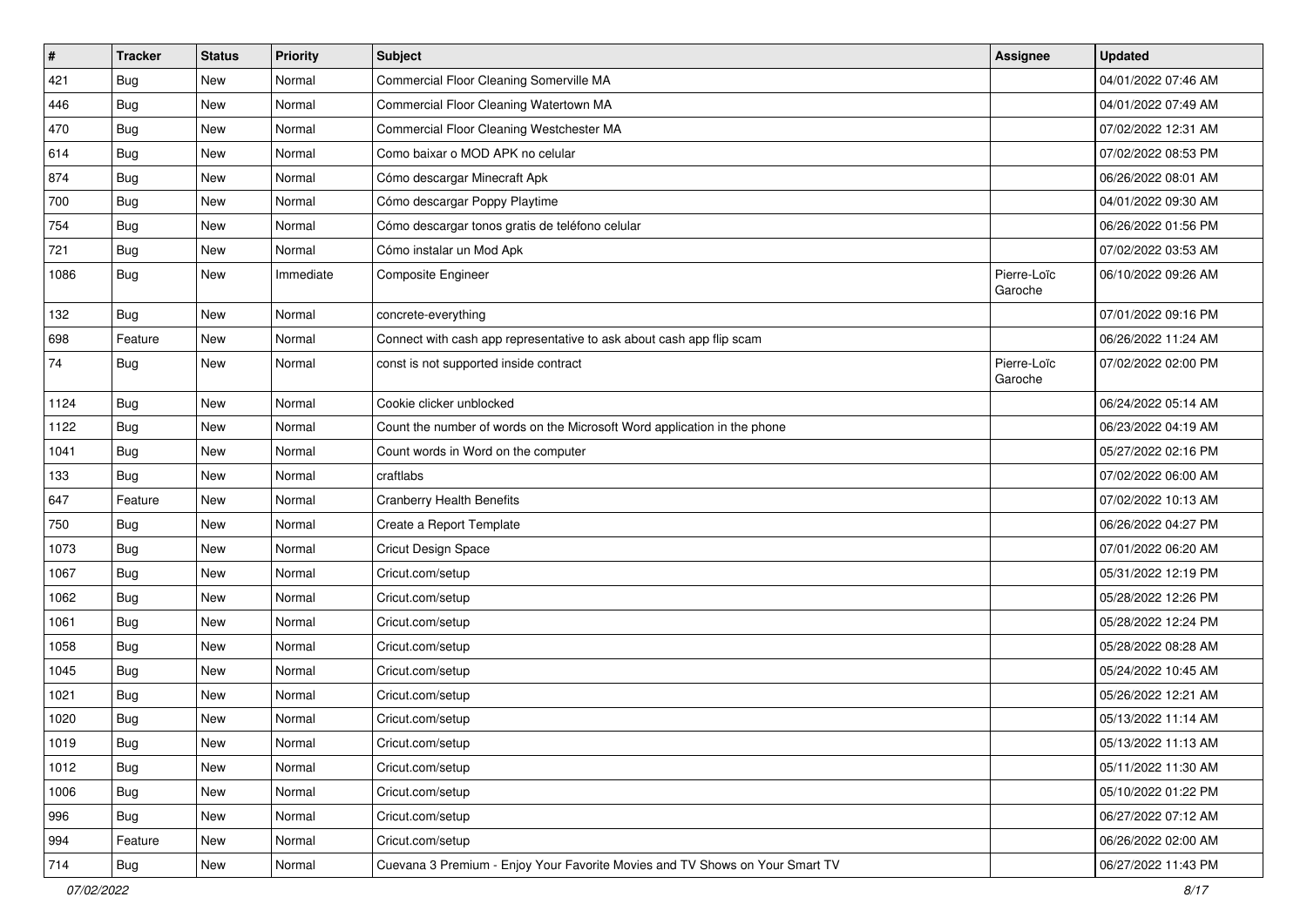| # | Tracker | Status | Priority | Subject | Assignee | Updated |
|---|---|---|---|---|---|---|
| 421 | Bug | New | Normal | Commercial Floor Cleaning Somerville MA | | 04/01/2022 07:46 AM |
| 446 | Bug | New | Normal | Commercial Floor Cleaning Watertown MA | | 04/01/2022 07:49 AM |
| 470 | Bug | New | Normal | Commercial Floor Cleaning Westchester MA | | 07/02/2022 12:31 AM |
| 614 | Bug | New | Normal | Como baixar o MOD APK no celular | | 07/02/2022 08:53 PM |
| 874 | Bug | New | Normal | Cómo descargar Minecraft Apk | | 06/26/2022 08:01 AM |
| 700 | Bug | New | Normal | Cómo descargar Poppy Playtime | | 04/01/2022 09:30 AM |
| 754 | Bug | New | Normal | Cómo descargar tonos gratis de teléfono celular | | 06/26/2022 01:56 PM |
| 721 | Bug | New | Normal | Cómo instalar un Mod Apk | | 07/02/2022 03:53 AM |
| 1086 | Bug | New | Immediate | Composite Engineer | Pierre-Loïc Garoche | 06/10/2022 09:26 AM |
| 132 | Bug | New | Normal | concrete-everything | | 07/01/2022 09:16 PM |
| 698 | Feature | New | Normal | Connect with cash app representative to ask about cash app flip scam | | 06/26/2022 11:24 AM |
| 74 | Bug | New | Normal | const is not supported inside contract | Pierre-Loïc Garoche | 07/02/2022 02:00 PM |
| 1124 | Bug | New | Normal | Cookie clicker unblocked | | 06/24/2022 05:14 AM |
| 1122 | Bug | New | Normal | Count the number of words on the Microsoft Word application in the phone | | 06/23/2022 04:19 AM |
| 1041 | Bug | New | Normal | Count words in Word on the computer | | 05/27/2022 02:16 PM |
| 133 | Bug | New | Normal | craftlabs | | 07/02/2022 06:00 AM |
| 647 | Feature | New | Normal | Cranberry Health Benefits | | 07/02/2022 10:13 AM |
| 750 | Bug | New | Normal | Create a Report Template | | 06/26/2022 04:27 PM |
| 1073 | Bug | New | Normal | Cricut Design Space | | 07/01/2022 06:20 AM |
| 1067 | Bug | New | Normal | Cricut.com/setup | | 05/31/2022 12:19 PM |
| 1062 | Bug | New | Normal | Cricut.com/setup | | 05/28/2022 12:26 PM |
| 1061 | Bug | New | Normal | Cricut.com/setup | | 05/28/2022 12:24 PM |
| 1058 | Bug | New | Normal | Cricut.com/setup | | 05/28/2022 08:28 AM |
| 1045 | Bug | New | Normal | Cricut.com/setup | | 05/24/2022 10:45 AM |
| 1021 | Bug | New | Normal | Cricut.com/setup | | 05/26/2022 12:21 AM |
| 1020 | Bug | New | Normal | Cricut.com/setup | | 05/13/2022 11:14 AM |
| 1019 | Bug | New | Normal | Cricut.com/setup | | 05/13/2022 11:13 AM |
| 1012 | Bug | New | Normal | Cricut.com/setup | | 05/11/2022 11:30 AM |
| 1006 | Bug | New | Normal | Cricut.com/setup | | 05/10/2022 01:22 PM |
| 996 | Bug | New | Normal | Cricut.com/setup | | 06/27/2022 07:12 AM |
| 994 | Feature | New | Normal | Cricut.com/setup | | 06/26/2022 02:00 AM |
| 714 | Bug | New | Normal | Cuevana 3 Premium - Enjoy Your Favorite Movies and TV Shows on Your Smart TV | | 06/27/2022 11:43 PM |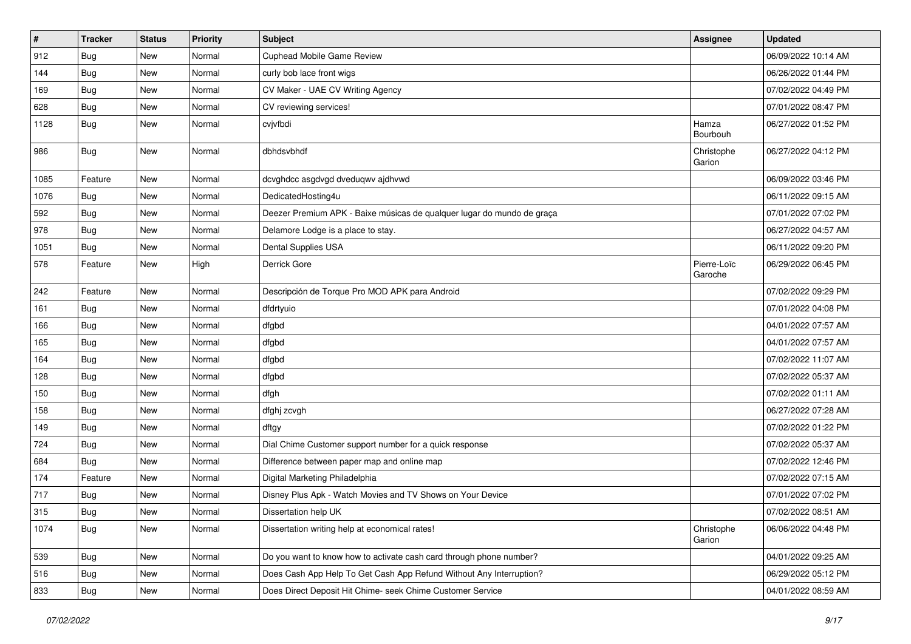| # | Tracker | Status | Priority | Subject | Assignee | Updated |
|---|---|---|---|---|---|---|
| 912 | Bug | New | Normal | Cuphead Mobile Game Review | | 06/09/2022 10:14 AM |
| 144 | Bug | New | Normal | curly bob lace front wigs | | 06/26/2022 01:44 PM |
| 169 | Bug | New | Normal | CV Maker - UAE CV Writing Agency | | 07/02/2022 04:49 PM |
| 628 | Bug | New | Normal | CV reviewing services! | | 07/01/2022 08:47 PM |
| 1128 | Bug | New | Normal | cvjvfbdi | Hamza Bourbouh | 06/27/2022 01:52 PM |
| 986 | Bug | New | Normal | dbhdsvbhdf | Christophe Garion | 06/27/2022 04:12 PM |
| 1085 | Feature | New | Normal | dcvghdcc asgdvgd dveduqwv ajdhvwd | | 06/09/2022 03:46 PM |
| 1076 | Bug | New | Normal | DedicatedHosting4u | | 06/11/2022 09:15 AM |
| 592 | Bug | New | Normal | Deezer Premium APK - Baixe músicas de qualquer lugar do mundo de graça | | 07/01/2022 07:02 PM |
| 978 | Bug | New | Normal | Delamore Lodge is a place to stay. | | 06/27/2022 04:57 AM |
| 1051 | Bug | New | Normal | Dental Supplies USA | | 06/11/2022 09:20 PM |
| 578 | Feature | New | High | Derrick Gore | Pierre-Loïc Garoche | 06/29/2022 06:45 PM |
| 242 | Feature | New | Normal | Descripción de Torque Pro MOD APK para Android | | 07/02/2022 09:29 PM |
| 161 | Bug | New | Normal | dfdrtyuio | | 07/01/2022 04:08 PM |
| 166 | Bug | New | Normal | dfgbd | | 04/01/2022 07:57 AM |
| 165 | Bug | New | Normal | dfgbd | | 04/01/2022 07:57 AM |
| 164 | Bug | New | Normal | dfgbd | | 07/02/2022 11:07 AM |
| 128 | Bug | New | Normal | dfgbd | | 07/02/2022 05:37 AM |
| 150 | Bug | New | Normal | dfgh | | 07/02/2022 01:11 AM |
| 158 | Bug | New | Normal | dfghj zcvgh | | 06/27/2022 07:28 AM |
| 149 | Bug | New | Normal | dftgy | | 07/02/2022 01:22 PM |
| 724 | Bug | New | Normal | Dial Chime Customer support number for a quick response | | 07/02/2022 05:37 AM |
| 684 | Bug | New | Normal | Difference between paper map and online map | | 07/02/2022 12:46 PM |
| 174 | Feature | New | Normal | Digital Marketing Philadelphia | | 07/02/2022 07:15 AM |
| 717 | Bug | New | Normal | Disney Plus Apk - Watch Movies and TV Shows on Your Device | | 07/01/2022 07:02 PM |
| 315 | Bug | New | Normal | Dissertation help UK | | 07/02/2022 08:51 AM |
| 1074 | Bug | New | Normal | Dissertation writing help at economical rates! | Christophe Garion | 06/06/2022 04:48 PM |
| 539 | Bug | New | Normal | Do you want to know how to activate cash card through phone number? | | 04/01/2022 09:25 AM |
| 516 | Bug | New | Normal | Does Cash App Help To Get Cash App Refund Without Any Interruption? | | 06/29/2022 05:12 PM |
| 833 | Bug | New | Normal | Does Direct Deposit Hit Chime- seek Chime Customer Service | | 04/01/2022 08:59 AM |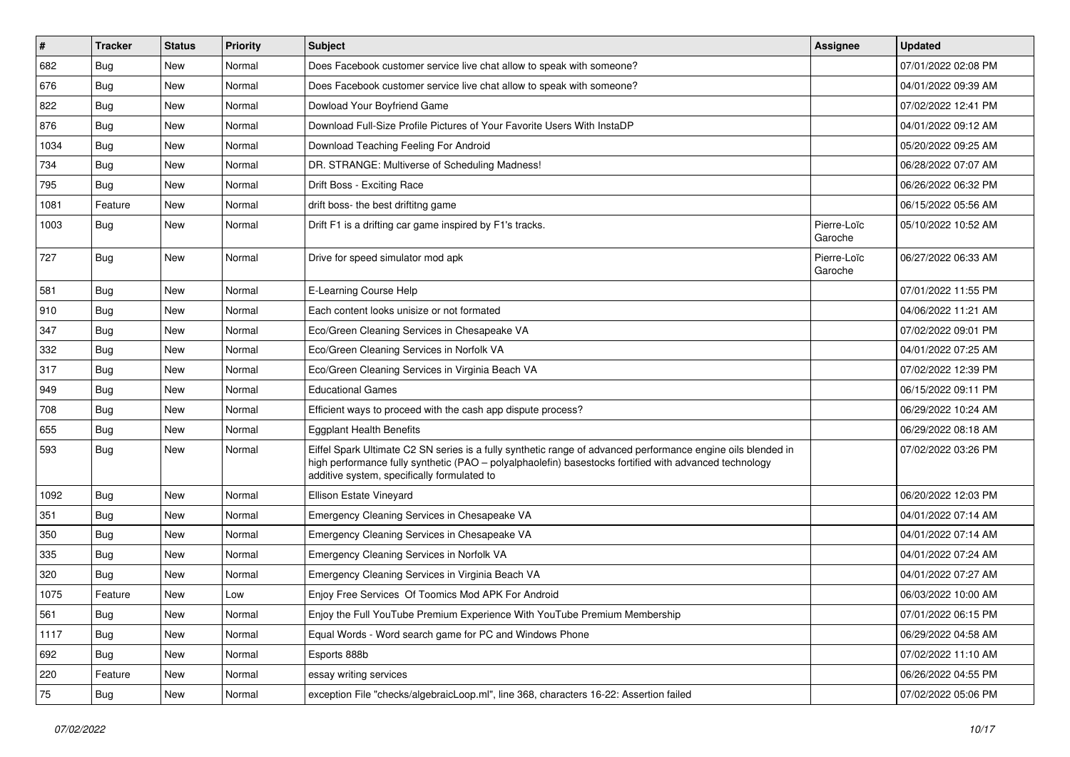| # | Tracker | Status | Priority | Subject | Assignee | Updated |
|---|---|---|---|---|---|---|
| 682 | Bug | New | Normal | Does Facebook customer service live chat allow to speak with someone? | | 07/01/2022 02:08 PM |
| 676 | Bug | New | Normal | Does Facebook customer service live chat allow to speak with someone? | | 04/01/2022 09:39 AM |
| 822 | Bug | New | Normal | Dowload Your Boyfriend Game | | 07/02/2022 12:41 PM |
| 876 | Bug | New | Normal | Download Full-Size Profile Pictures of Your Favorite Users With InstaDP | | 04/01/2022 09:12 AM |
| 1034 | Bug | New | Normal | Download Teaching Feeling For Android | | 05/20/2022 09:25 AM |
| 734 | Bug | New | Normal | DR. STRANGE: Multiverse of Scheduling Madness! | | 06/28/2022 07:07 AM |
| 795 | Bug | New | Normal | Drift Boss - Exciting Race | | 06/26/2022 06:32 PM |
| 1081 | Feature | New | Normal | drift boss- the best driftitng game | | 06/15/2022 05:56 AM |
| 1003 | Bug | New | Normal | Drift F1 is a drifting car game inspired by F1's tracks. | Pierre-Loïc Garoche | 05/10/2022 10:52 AM |
| 727 | Bug | New | Normal | Drive for speed simulator mod apk | Pierre-Loïc Garoche | 06/27/2022 06:33 AM |
| 581 | Bug | New | Normal | E-Learning Course Help | | 07/01/2022 11:55 PM |
| 910 | Bug | New | Normal | Each content looks unisize or not formated | | 04/06/2022 11:21 AM |
| 347 | Bug | New | Normal | Eco/Green Cleaning Services in Chesapeake VA | | 07/02/2022 09:01 PM |
| 332 | Bug | New | Normal | Eco/Green Cleaning Services in Norfolk VA | | 04/01/2022 07:25 AM |
| 317 | Bug | New | Normal | Eco/Green Cleaning Services in Virginia Beach VA | | 07/02/2022 12:39 PM |
| 949 | Bug | New | Normal | Educational Games | | 06/15/2022 09:11 PM |
| 708 | Bug | New | Normal | Efficient ways to proceed with the cash app dispute process? | | 06/29/2022 10:24 AM |
| 655 | Bug | New | Normal | Eggplant Health Benefits | | 06/29/2022 08:18 AM |
| 593 | Bug | New | Normal | Eiffel Spark Ultimate C2 SN series is a fully synthetic range of advanced performance engine oils blended in high performance fully synthetic (PAO – polyalphaolefin) basestocks fortified with advanced technology additive system, specifically formulated to | | 07/02/2022 03:26 PM |
| 1092 | Bug | New | Normal | Ellison Estate Vineyard | | 06/20/2022 12:03 PM |
| 351 | Bug | New | Normal | Emergency Cleaning Services in Chesapeake VA | | 04/01/2022 07:14 AM |
| 350 | Bug | New | Normal | Emergency Cleaning Services in Chesapeake VA | | 04/01/2022 07:14 AM |
| 335 | Bug | New | Normal | Emergency Cleaning Services in Norfolk VA | | 04/01/2022 07:24 AM |
| 320 | Bug | New | Normal | Emergency Cleaning Services in Virginia Beach VA | | 04/01/2022 07:27 AM |
| 1075 | Feature | New | Low | Enjoy Free Services Of Toomics Mod APK For Android | | 06/03/2022 10:00 AM |
| 561 | Bug | New | Normal | Enjoy the Full YouTube Premium Experience With YouTube Premium Membership | | 07/01/2022 06:15 PM |
| 1117 | Bug | New | Normal | Equal Words - Word search game for PC and Windows Phone | | 06/29/2022 04:58 AM |
| 692 | Bug | New | Normal | Esports 888b | | 07/02/2022 11:10 AM |
| 220 | Feature | New | Normal | essay writing services | | 06/26/2022 04:55 PM |
| 75 | Bug | New | Normal | exception File "checks/algebraicLoop.ml", line 368, characters 16-22: Assertion failed | | 07/02/2022 05:06 PM |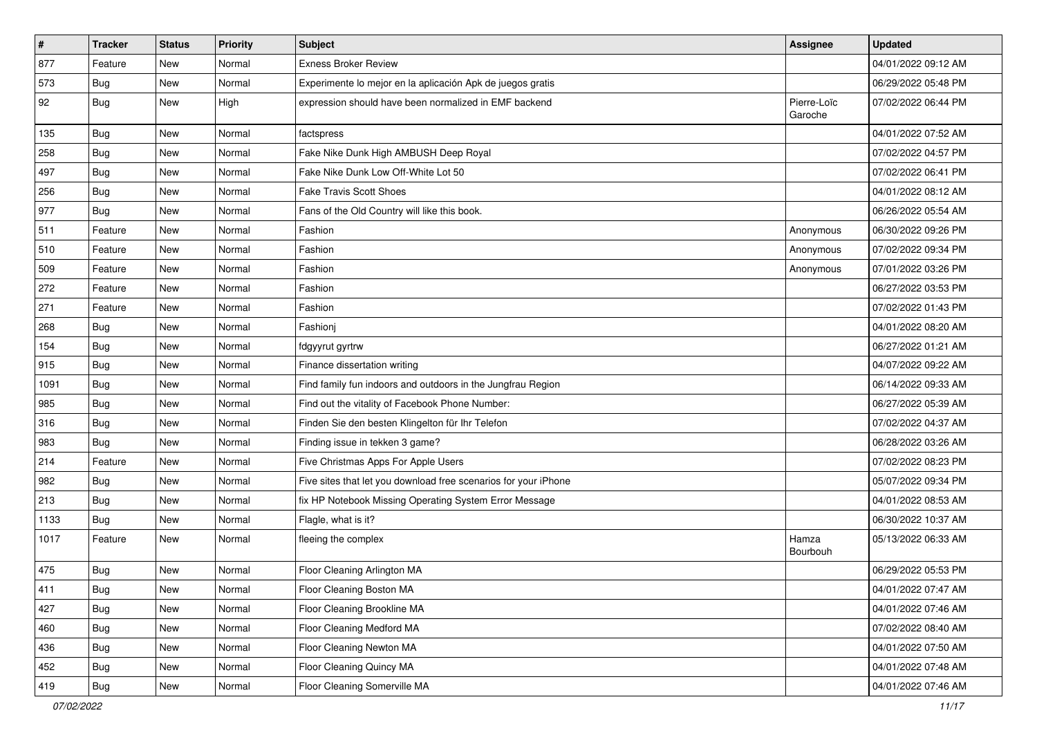| # | Tracker | Status | Priority | Subject | Assignee | Updated |
|---|---|---|---|---|---|---|
| 877 | Feature | New | Normal | Exness Broker Review | | 04/01/2022 09:12 AM |
| 573 | Bug | New | Normal | Experimente lo mejor en la aplicación Apk de juegos gratis | | 06/29/2022 05:48 PM |
| 92 | Bug | New | High | expression should have been normalized in EMF backend | Pierre-Loïc Garoche | 07/02/2022 06:44 PM |
| 135 | Bug | New | Normal | factspress | | 04/01/2022 07:52 AM |
| 258 | Bug | New | Normal | Fake Nike Dunk High AMBUSH Deep Royal | | 07/02/2022 04:57 PM |
| 497 | Bug | New | Normal | Fake Nike Dunk Low Off-White Lot 50 | | 07/02/2022 06:41 PM |
| 256 | Bug | New | Normal | Fake Travis Scott Shoes | | 04/01/2022 08:12 AM |
| 977 | Bug | New | Normal | Fans of the Old Country will like this book. | | 06/26/2022 05:54 AM |
| 511 | Feature | New | Normal | Fashion | Anonymous | 06/30/2022 09:26 PM |
| 510 | Feature | New | Normal | Fashion | Anonymous | 07/02/2022 09:34 PM |
| 509 | Feature | New | Normal | Fashion | Anonymous | 07/01/2022 03:26 PM |
| 272 | Feature | New | Normal | Fashion | | 06/27/2022 03:53 PM |
| 271 | Feature | New | Normal | Fashion | | 07/02/2022 01:43 PM |
| 268 | Bug | New | Normal | Fashionj | | 04/01/2022 08:20 AM |
| 154 | Bug | New | Normal | fdgyyrut gyrtrw | | 06/27/2022 01:21 AM |
| 915 | Bug | New | Normal | Finance dissertation writing | | 04/07/2022 09:22 AM |
| 1091 | Bug | New | Normal | Find family fun indoors and outdoors in the Jungfrau Region | | 06/14/2022 09:33 AM |
| 985 | Bug | New | Normal | Find out the vitality of Facebook Phone Number: | | 06/27/2022 05:39 AM |
| 316 | Bug | New | Normal | Finden Sie den besten Klingelton für Ihr Telefon | | 07/02/2022 04:37 AM |
| 983 | Bug | New | Normal | Finding issue in tekken 3 game? | | 06/28/2022 03:26 AM |
| 214 | Feature | New | Normal | Five Christmas Apps For Apple Users | | 07/02/2022 08:23 PM |
| 982 | Bug | New | Normal | Five sites that let you download free scenarios for your iPhone | | 05/07/2022 09:34 PM |
| 213 | Bug | New | Normal | fix HP Notebook Missing Operating System Error Message | | 04/01/2022 08:53 AM |
| 1133 | Bug | New | Normal | Flagle, what is it? | | 06/30/2022 10:37 AM |
| 1017 | Feature | New | Normal | fleeing the complex | Hamza Bourbouh | 05/13/2022 06:33 AM |
| 475 | Bug | New | Normal | Floor Cleaning Arlington MA | | 06/29/2022 05:53 PM |
| 411 | Bug | New | Normal | Floor Cleaning Boston MA | | 04/01/2022 07:47 AM |
| 427 | Bug | New | Normal | Floor Cleaning Brookline MA | | 04/01/2022 07:46 AM |
| 460 | Bug | New | Normal | Floor Cleaning Medford MA | | 07/02/2022 08:40 AM |
| 436 | Bug | New | Normal | Floor Cleaning Newton MA | | 04/01/2022 07:50 AM |
| 452 | Bug | New | Normal | Floor Cleaning Quincy MA | | 04/01/2022 07:48 AM |
| 419 | Bug | New | Normal | Floor Cleaning Somerville MA | | 04/01/2022 07:46 AM |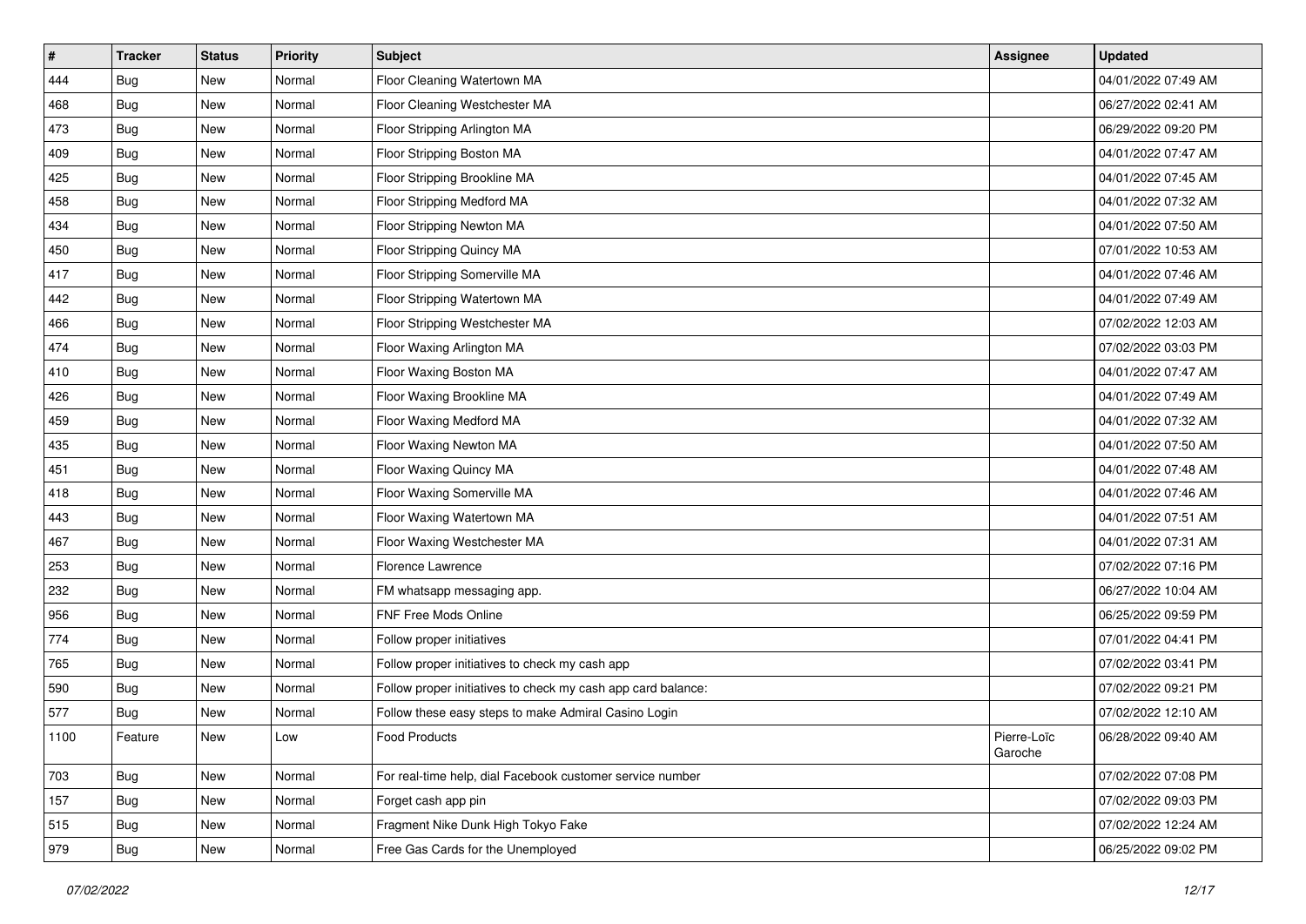| # | Tracker | Status | Priority | Subject | Assignee | Updated |
|---|---|---|---|---|---|---|
| 444 | Bug | New | Normal | Floor Cleaning Watertown MA | | 04/01/2022 07:49 AM |
| 468 | Bug | New | Normal | Floor Cleaning Westchester MA | | 06/27/2022 02:41 AM |
| 473 | Bug | New | Normal | Floor Stripping Arlington MA | | 06/29/2022 09:20 PM |
| 409 | Bug | New | Normal | Floor Stripping Boston MA | | 04/01/2022 07:47 AM |
| 425 | Bug | New | Normal | Floor Stripping Brookline MA | | 04/01/2022 07:45 AM |
| 458 | Bug | New | Normal | Floor Stripping Medford MA | | 04/01/2022 07:32 AM |
| 434 | Bug | New | Normal | Floor Stripping Newton MA | | 04/01/2022 07:50 AM |
| 450 | Bug | New | Normal | Floor Stripping Quincy MA | | 07/01/2022 10:53 AM |
| 417 | Bug | New | Normal | Floor Stripping Somerville MA | | 04/01/2022 07:46 AM |
| 442 | Bug | New | Normal | Floor Stripping Watertown MA | | 04/01/2022 07:49 AM |
| 466 | Bug | New | Normal | Floor Stripping Westchester MA | | 07/02/2022 12:03 AM |
| 474 | Bug | New | Normal | Floor Waxing Arlington MA | | 07/02/2022 03:03 PM |
| 410 | Bug | New | Normal | Floor Waxing Boston MA | | 04/01/2022 07:47 AM |
| 426 | Bug | New | Normal | Floor Waxing Brookline MA | | 04/01/2022 07:49 AM |
| 459 | Bug | New | Normal | Floor Waxing Medford MA | | 04/01/2022 07:32 AM |
| 435 | Bug | New | Normal | Floor Waxing Newton MA | | 04/01/2022 07:50 AM |
| 451 | Bug | New | Normal | Floor Waxing Quincy MA | | 04/01/2022 07:48 AM |
| 418 | Bug | New | Normal | Floor Waxing Somerville MA | | 04/01/2022 07:46 AM |
| 443 | Bug | New | Normal | Floor Waxing Watertown MA | | 04/01/2022 07:51 AM |
| 467 | Bug | New | Normal | Floor Waxing Westchester MA | | 04/01/2022 07:31 AM |
| 253 | Bug | New | Normal | Florence Lawrence | | 07/02/2022 07:16 PM |
| 232 | Bug | New | Normal | FM whatsapp messaging app. | | 06/27/2022 10:04 AM |
| 956 | Bug | New | Normal | FNF Free Mods Online | | 06/25/2022 09:59 PM |
| 774 | Bug | New | Normal | Follow proper initiatives | | 07/01/2022 04:41 PM |
| 765 | Bug | New | Normal | Follow proper initiatives to check my cash app | | 07/02/2022 03:41 PM |
| 590 | Bug | New | Normal | Follow proper initiatives to check my cash app card balance: | | 07/02/2022 09:21 PM |
| 577 | Bug | New | Normal | Follow these easy steps to make Admiral Casino Login | | 07/02/2022 12:10 AM |
| 1100 | Feature | New | Low | Food Products | Pierre-Loïc Garoche | 06/28/2022 09:40 AM |
| 703 | Bug | New | Normal | For real-time help, dial Facebook customer service number | | 07/02/2022 07:08 PM |
| 157 | Bug | New | Normal | Forget cash app pin | | 07/02/2022 09:03 PM |
| 515 | Bug | New | Normal | Fragment Nike Dunk High Tokyo Fake | | 07/02/2022 12:24 AM |
| 979 | Bug | New | Normal | Free Gas Cards for the Unemployed | | 06/25/2022 09:02 PM |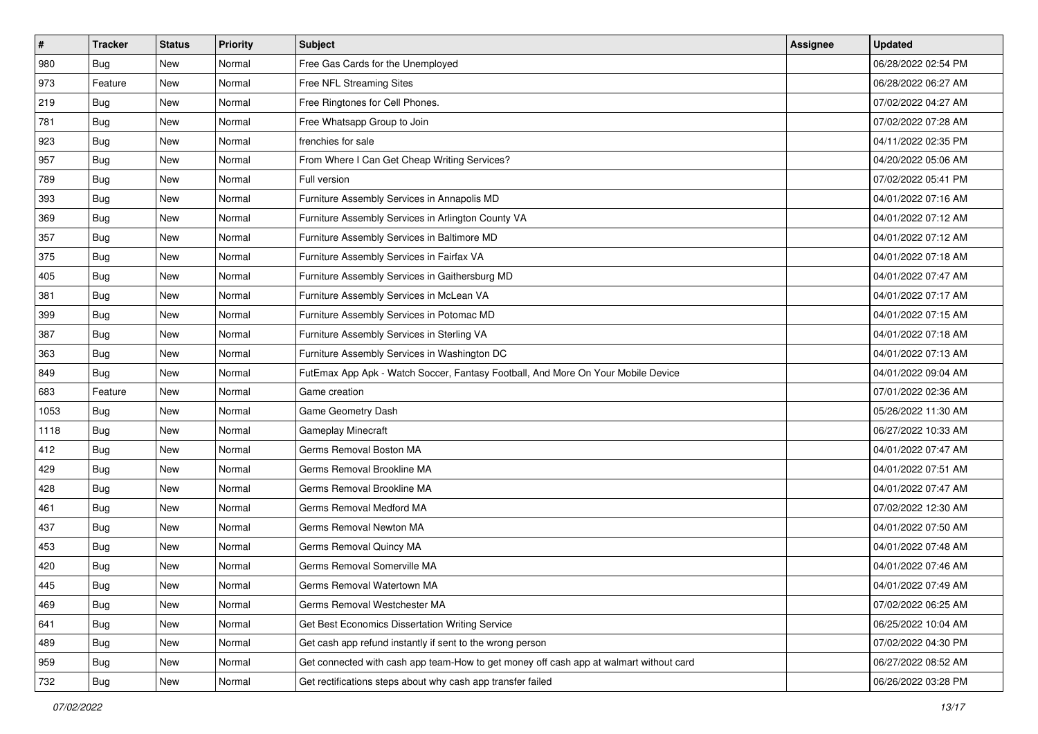| # | Tracker | Status | Priority | Subject | Assignee | Updated |
|---|---|---|---|---|---|---|
| 980 | Bug | New | Normal | Free Gas Cards for the Unemployed | | 06/28/2022 02:54 PM |
| 973 | Feature | New | Normal | Free NFL Streaming Sites | | 06/28/2022 06:27 AM |
| 219 | Bug | New | Normal | Free Ringtones for Cell Phones. | | 07/02/2022 04:27 AM |
| 781 | Bug | New | Normal | Free Whatsapp Group to Join | | 07/02/2022 07:28 AM |
| 923 | Bug | New | Normal | frenchies for sale | | 04/11/2022 02:35 PM |
| 957 | Bug | New | Normal | From Where I Can Get Cheap Writing Services? | | 04/20/2022 05:06 AM |
| 789 | Bug | New | Normal | Full version | | 07/02/2022 05:41 PM |
| 393 | Bug | New | Normal | Furniture Assembly Services in Annapolis MD | | 04/01/2022 07:16 AM |
| 369 | Bug | New | Normal | Furniture Assembly Services in Arlington County VA | | 04/01/2022 07:12 AM |
| 357 | Bug | New | Normal | Furniture Assembly Services in Baltimore MD | | 04/01/2022 07:12 AM |
| 375 | Bug | New | Normal | Furniture Assembly Services in Fairfax VA | | 04/01/2022 07:18 AM |
| 405 | Bug | New | Normal | Furniture Assembly Services in Gaithersburg MD | | 04/01/2022 07:47 AM |
| 381 | Bug | New | Normal | Furniture Assembly Services in McLean VA | | 04/01/2022 07:17 AM |
| 399 | Bug | New | Normal | Furniture Assembly Services in Potomac MD | | 04/01/2022 07:15 AM |
| 387 | Bug | New | Normal | Furniture Assembly Services in Sterling VA | | 04/01/2022 07:18 AM |
| 363 | Bug | New | Normal | Furniture Assembly Services in Washington DC | | 04/01/2022 07:13 AM |
| 849 | Bug | New | Normal | FutEmax App Apk - Watch Soccer, Fantasy Football, And More On Your Mobile Device | | 04/01/2022 09:04 AM |
| 683 | Feature | New | Normal | Game creation | | 07/01/2022 02:36 AM |
| 1053 | Bug | New | Normal | Game Geometry Dash | | 05/26/2022 11:30 AM |
| 1118 | Bug | New | Normal | Gameplay Minecraft | | 06/27/2022 10:33 AM |
| 412 | Bug | New | Normal | Germs Removal Boston MA | | 04/01/2022 07:47 AM |
| 429 | Bug | New | Normal | Germs Removal Brookline MA | | 04/01/2022 07:51 AM |
| 428 | Bug | New | Normal | Germs Removal Brookline MA | | 04/01/2022 07:47 AM |
| 461 | Bug | New | Normal | Germs Removal Medford MA | | 07/02/2022 12:30 AM |
| 437 | Bug | New | Normal | Germs Removal Newton MA | | 04/01/2022 07:50 AM |
| 453 | Bug | New | Normal | Germs Removal Quincy MA | | 04/01/2022 07:48 AM |
| 420 | Bug | New | Normal | Germs Removal Somerville MA | | 04/01/2022 07:46 AM |
| 445 | Bug | New | Normal | Germs Removal Watertown MA | | 04/01/2022 07:49 AM |
| 469 | Bug | New | Normal | Germs Removal Westchester MA | | 07/02/2022 06:25 AM |
| 641 | Bug | New | Normal | Get Best Economics Dissertation Writing Service | | 06/25/2022 10:04 AM |
| 489 | Bug | New | Normal | Get cash app refund instantly if sent to the wrong person | | 07/02/2022 04:30 PM |
| 959 | Bug | New | Normal | Get connected with cash app team-How to get money off cash app at walmart without card | | 06/27/2022 08:52 AM |
| 732 | Bug | New | Normal | Get rectifications steps about why cash app transfer failed | | 06/26/2022 03:28 PM |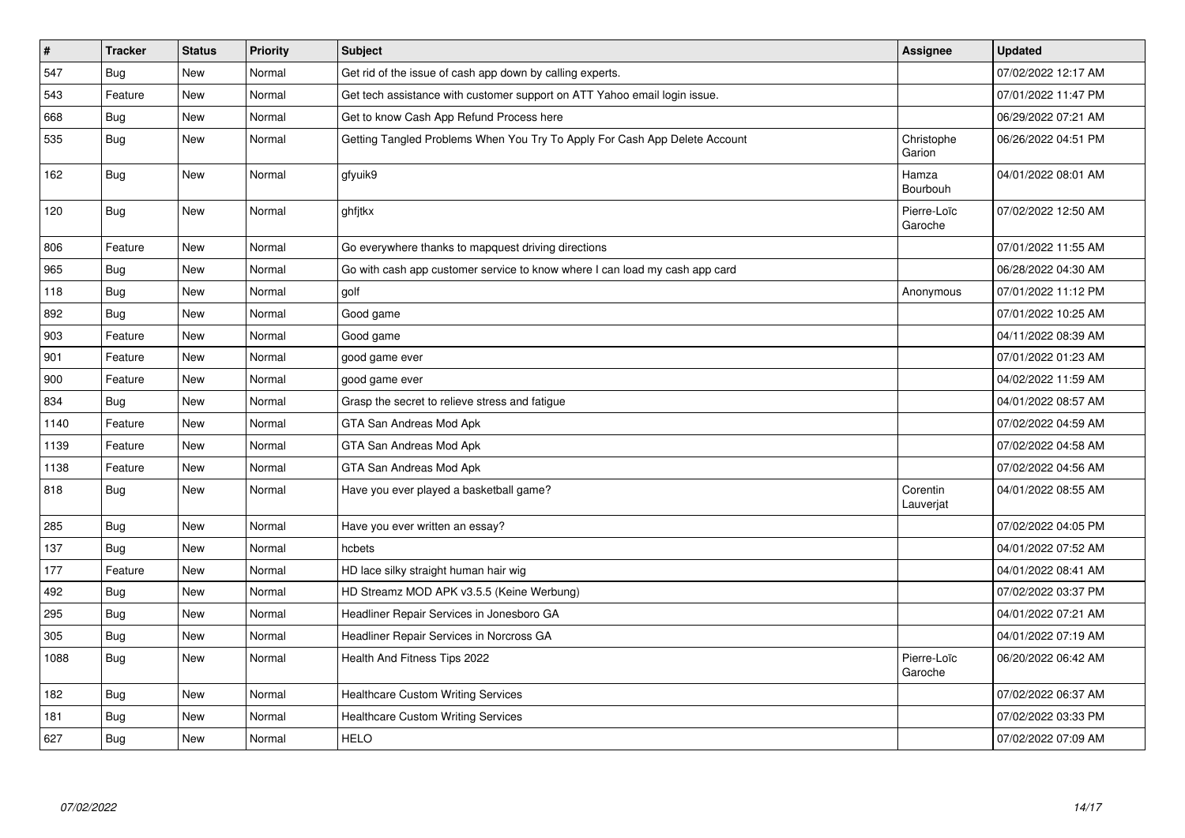| # | Tracker | Status | Priority | Subject | Assignee | Updated |
|---|---|---|---|---|---|---|
| 547 | Bug | New | Normal | Get rid of the issue of cash app down by calling experts. | | 07/02/2022 12:17 AM |
| 543 | Feature | New | Normal | Get tech assistance with customer support on ATT Yahoo email login issue. | | 07/01/2022 11:47 PM |
| 668 | Bug | New | Normal | Get to know Cash App Refund Process here | | 06/29/2022 07:21 AM |
| 535 | Bug | New | Normal | Getting Tangled Problems When You Try To Apply For Cash App Delete Account | Christophe Garion | 06/26/2022 04:51 PM |
| 162 | Bug | New | Normal | gfyuik9 | Hamza Bourbouh | 04/01/2022 08:01 AM |
| 120 | Bug | New | Normal | ghfjtkx | Pierre-Loïc Garoche | 07/02/2022 12:50 AM |
| 806 | Feature | New | Normal | Go everywhere thanks to mapquest driving directions | | 07/01/2022 11:55 AM |
| 965 | Bug | New | Normal | Go with cash app customer service to know where I can load my cash app card | | 06/28/2022 04:30 AM |
| 118 | Bug | New | Normal | golf | Anonymous | 07/01/2022 11:12 PM |
| 892 | Bug | New | Normal | Good game | | 07/01/2022 10:25 AM |
| 903 | Feature | New | Normal | Good game | | 04/11/2022 08:39 AM |
| 901 | Feature | New | Normal | good game ever | | 07/01/2022 01:23 AM |
| 900 | Feature | New | Normal | good game ever | | 04/02/2022 11:59 AM |
| 834 | Bug | New | Normal | Grasp the secret to relieve stress and fatigue | | 04/01/2022 08:57 AM |
| 1140 | Feature | New | Normal | GTA San Andreas Mod Apk | | 07/02/2022 04:59 AM |
| 1139 | Feature | New | Normal | GTA San Andreas Mod Apk | | 07/02/2022 04:58 AM |
| 1138 | Feature | New | Normal | GTA San Andreas Mod Apk | | 07/02/2022 04:56 AM |
| 818 | Bug | New | Normal | Have you ever played a basketball game? | Corentin Lauverjat | 04/01/2022 08:55 AM |
| 285 | Bug | New | Normal | Have you ever written an essay? | | 07/02/2022 04:05 PM |
| 137 | Bug | New | Normal | hcbets | | 04/01/2022 07:52 AM |
| 177 | Feature | New | Normal | HD lace silky straight human hair wig | | 04/01/2022 08:41 AM |
| 492 | Bug | New | Normal | HD Streamz MOD APK v3.5.5 (Keine Werbung) | | 07/02/2022 03:37 PM |
| 295 | Bug | New | Normal | Headliner Repair Services in Jonesboro GA | | 04/01/2022 07:21 AM |
| 305 | Bug | New | Normal | Headliner Repair Services in Norcross GA | | 04/01/2022 07:19 AM |
| 1088 | Bug | New | Normal | Health And Fitness Tips 2022 | Pierre-Loïc Garoche | 06/20/2022 06:42 AM |
| 182 | Bug | New | Normal | Healthcare Custom Writing Services | | 07/02/2022 06:37 AM |
| 181 | Bug | New | Normal | Healthcare Custom Writing Services | | 07/02/2022 03:33 PM |
| 627 | Bug | New | Normal | HELO | | 07/02/2022 07:09 AM |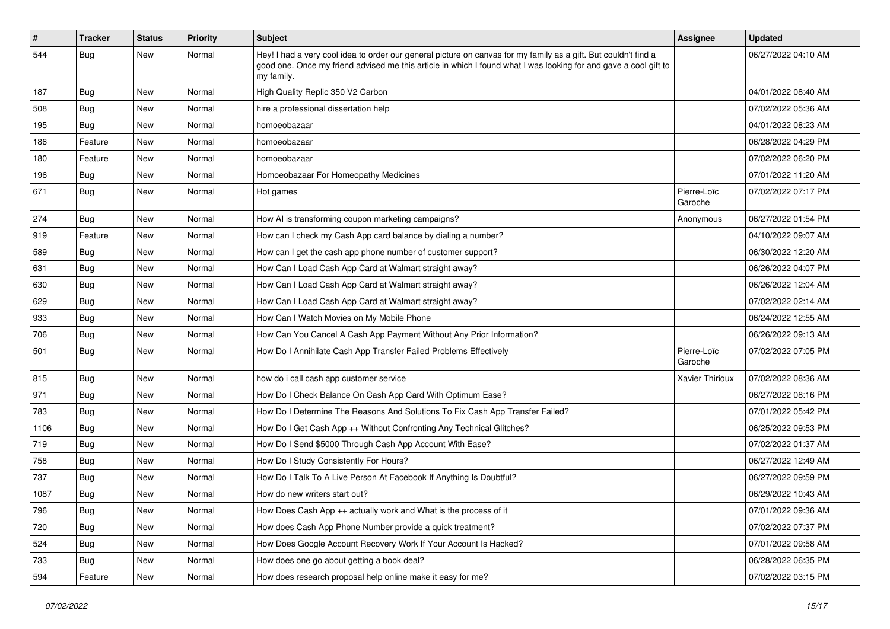| # | Tracker | Status | Priority | Subject | Assignee | Updated |
|---|---|---|---|---|---|---|
| 544 | Bug | New | Normal | Hey! I had a very cool idea to order our general picture on canvas for my family as a gift. But couldn't find a good one. Once my friend advised me this article in which I found what I was looking for and gave a cool gift to my family. | | 06/27/2022 04:10 AM |
| 187 | Bug | New | Normal | High Quality Replic 350 V2 Carbon | | 04/01/2022 08:40 AM |
| 508 | Bug | New | Normal | hire a professional dissertation help | | 07/02/2022 05:36 AM |
| 195 | Bug | New | Normal | homoeobazaar | | 04/01/2022 08:23 AM |
| 186 | Feature | New | Normal | homoeobazaar | | 06/28/2022 04:29 PM |
| 180 | Feature | New | Normal | homoeobazaar | | 07/02/2022 06:20 PM |
| 196 | Bug | New | Normal | Homoeobazaar For Homeopathy Medicines | | 07/01/2022 11:20 AM |
| 671 | Bug | New | Normal | Hot games | Pierre-Loïc Garoche | 07/02/2022 07:17 PM |
| 274 | Bug | New | Normal | How AI is transforming coupon marketing campaigns? | Anonymous | 06/27/2022 01:54 PM |
| 919 | Feature | New | Normal | How can I check my Cash App card balance by dialing a number? | | 04/10/2022 09:07 AM |
| 589 | Bug | New | Normal | How can I get the cash app phone number of customer support? | | 06/30/2022 12:20 AM |
| 631 | Bug | New | Normal | How Can I Load Cash App Card at Walmart straight away? | | 06/26/2022 04:07 PM |
| 630 | Bug | New | Normal | How Can I Load Cash App Card at Walmart straight away? | | 06/26/2022 12:04 AM |
| 629 | Bug | New | Normal | How Can I Load Cash App Card at Walmart straight away? | | 07/02/2022 02:14 AM |
| 933 | Bug | New | Normal | How Can I Watch Movies on My Mobile Phone | | 06/24/2022 12:55 AM |
| 706 | Bug | New | Normal | How Can You Cancel A Cash App Payment Without Any Prior Information? | | 06/26/2022 09:13 AM |
| 501 | Bug | New | Normal | How Do I Annihilate Cash App Transfer Failed Problems Effectively | Pierre-Loïc Garoche | 07/02/2022 07:05 PM |
| 815 | Bug | New | Normal | how do i call cash app customer service | Xavier Thirioux | 07/02/2022 08:36 AM |
| 971 | Bug | New | Normal | How Do I Check Balance On Cash App Card With Optimum Ease? | | 06/27/2022 08:16 PM |
| 783 | Bug | New | Normal | How Do I Determine The Reasons And Solutions To Fix Cash App Transfer Failed? | | 07/01/2022 05:42 PM |
| 1106 | Bug | New | Normal | How Do I Get Cash App ++ Without Confronting Any Technical Glitches? | | 06/25/2022 09:53 PM |
| 719 | Bug | New | Normal | How Do I Send $5000 Through Cash App Account With Ease? | | 07/02/2022 01:37 AM |
| 758 | Bug | New | Normal | How Do I Study Consistently For Hours? | | 06/27/2022 12:49 AM |
| 737 | Bug | New | Normal | How Do I Talk To A Live Person At Facebook If Anything Is Doubtful? | | 06/27/2022 09:59 PM |
| 1087 | Bug | New | Normal | How do new writers start out? | | 06/29/2022 10:43 AM |
| 796 | Bug | New | Normal | How Does Cash App ++ actually work and What is the process of it | | 07/01/2022 09:36 AM |
| 720 | Bug | New | Normal | How does Cash App Phone Number provide a quick treatment? | | 07/02/2022 07:37 PM |
| 524 | Bug | New | Normal | How Does Google Account Recovery Work If Your Account Is Hacked? | | 07/01/2022 09:58 AM |
| 733 | Bug | New | Normal | How does one go about getting a book deal? | | 06/28/2022 06:35 PM |
| 594 | Feature | New | Normal | How does research proposal help online make it easy for me? | | 07/02/2022 03:15 PM |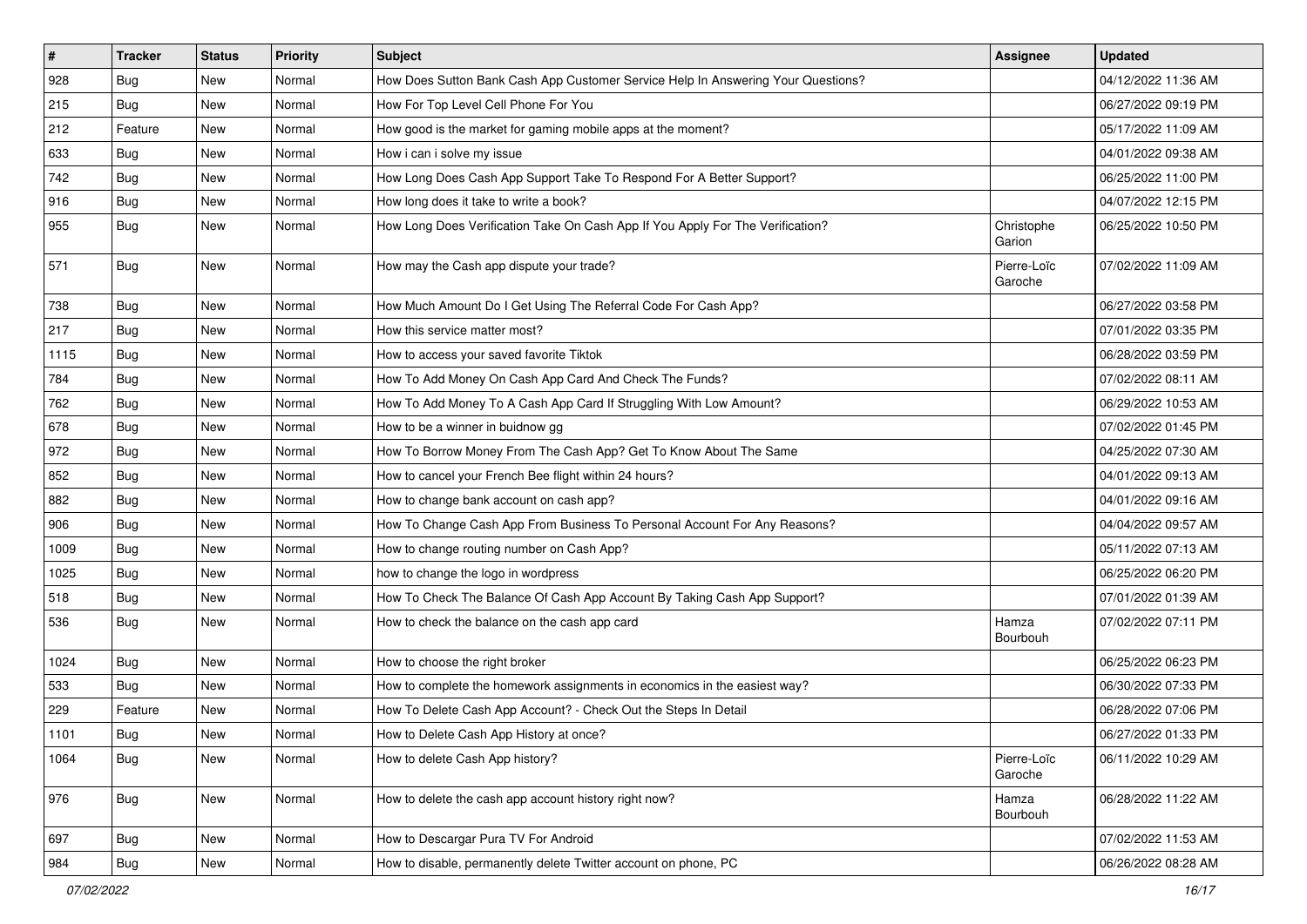| # | Tracker | Status | Priority | Subject | Assignee | Updated |
|---|---|---|---|---|---|---|
| 928 | Bug | New | Normal | How Does Sutton Bank Cash App Customer Service Help In Answering Your Questions? | | 04/12/2022 11:36 AM |
| 215 | Bug | New | Normal | How For Top Level Cell Phone For You | | 06/27/2022 09:19 PM |
| 212 | Feature | New | Normal | How good is the market for gaming mobile apps at the moment? | | 05/17/2022 11:09 AM |
| 633 | Bug | New | Normal | How i can i solve my issue | | 04/01/2022 09:38 AM |
| 742 | Bug | New | Normal | How Long Does Cash App Support Take To Respond For A Better Support? | | 06/25/2022 11:00 PM |
| 916 | Bug | New | Normal | How long does it take to write a book? | | 04/07/2022 12:15 PM |
| 955 | Bug | New | Normal | How Long Does Verification Take On Cash App If You Apply For The Verification? | Christophe Garion | 06/25/2022 10:50 PM |
| 571 | Bug | New | Normal | How may the Cash app dispute your trade? | Pierre-Loïc Garoche | 07/02/2022 11:09 AM |
| 738 | Bug | New | Normal | How Much Amount Do I Get Using The Referral Code For Cash App? | | 06/27/2022 03:58 PM |
| 217 | Bug | New | Normal | How this service matter most? | | 07/01/2022 03:35 PM |
| 1115 | Bug | New | Normal | How to access your saved favorite Tiktok | | 06/28/2022 03:59 PM |
| 784 | Bug | New | Normal | How To Add Money On Cash App Card And Check The Funds? | | 07/02/2022 08:11 AM |
| 762 | Bug | New | Normal | How To Add Money To A Cash App Card If Struggling With Low Amount? | | 06/29/2022 10:53 AM |
| 678 | Bug | New | Normal | How to be a winner in buidnow gg | | 07/02/2022 01:45 PM |
| 972 | Bug | New | Normal | How To Borrow Money From The Cash App? Get To Know About The Same | | 04/25/2022 07:30 AM |
| 852 | Bug | New | Normal | How to cancel your French Bee flight within 24 hours? | | 04/01/2022 09:13 AM |
| 882 | Bug | New | Normal | How to change bank account on cash app? | | 04/01/2022 09:16 AM |
| 906 | Bug | New | Normal | How To Change Cash App From Business To Personal Account For Any Reasons? | | 04/04/2022 09:57 AM |
| 1009 | Bug | New | Normal | How to change routing number on Cash App? | | 05/11/2022 07:13 AM |
| 1025 | Bug | New | Normal | how to change the logo in wordpress | | 06/25/2022 06:20 PM |
| 518 | Bug | New | Normal | How To Check The Balance Of Cash App Account By Taking Cash App Support? | | 07/01/2022 01:39 AM |
| 536 | Bug | New | Normal | How to check the balance on the cash app card | Hamza Bourbouh | 07/02/2022 07:11 PM |
| 1024 | Bug | New | Normal | How to choose the right broker | | 06/25/2022 06:23 PM |
| 533 | Bug | New | Normal | How to complete the homework assignments in economics in the easiest way? | | 06/30/2022 07:33 PM |
| 229 | Feature | New | Normal | How To Delete Cash App Account? - Check Out the Steps In Detail | | 06/28/2022 07:06 PM |
| 1101 | Bug | New | Normal | How to Delete Cash App History at once? | | 06/27/2022 01:33 PM |
| 1064 | Bug | New | Normal | How to delete Cash App history? | Pierre-Loïc Garoche | 06/11/2022 10:29 AM |
| 976 | Bug | New | Normal | How to delete the cash app account history right now? | Hamza Bourbouh | 06/28/2022 11:22 AM |
| 697 | Bug | New | Normal | How to Descargar Pura TV For Android | | 07/02/2022 11:53 AM |
| 984 | Bug | New | Normal | How to disable, permanently delete Twitter account on phone, PC | | 06/26/2022 08:28 AM |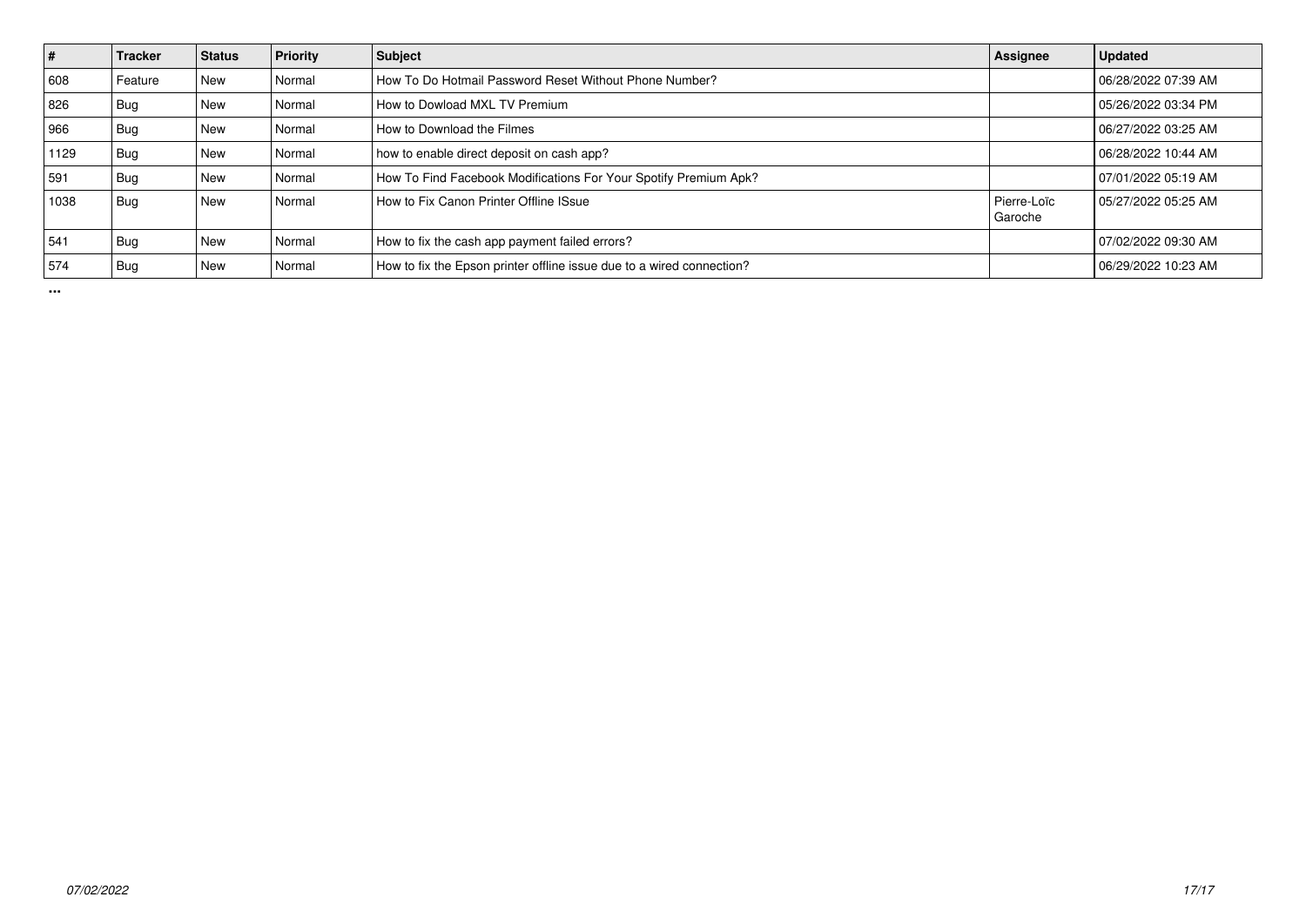| # | Tracker | Status | Priority | Subject | Assignee | Updated |
|---|---|---|---|---|---|---|
| 608 | Feature | New | Normal | How To Do Hotmail Password Reset Without Phone Number? | | 06/28/2022 07:39 AM |
| 826 | Bug | New | Normal | How to Dowload MXL TV Premium | | 05/26/2022 03:34 PM |
| 966 | Bug | New | Normal | How to Download the Filmes | | 06/27/2022 03:25 AM |
| 1129 | Bug | New | Normal | how to enable direct deposit on cash app? | | 06/28/2022 10:44 AM |
| 591 | Bug | New | Normal | How To Find Facebook Modifications For Your Spotify Premium Apk? | | 07/01/2022 05:19 AM |
| 1038 | Bug | New | Normal | How to Fix Canon Printer Offline ISsue | Pierre-Loïc Garoche | 05/27/2022 05:25 AM |
| 541 | Bug | New | Normal | How to fix the cash app payment failed errors? | | 07/02/2022 09:30 AM |
| 574 | Bug | New | Normal | How to fix the Epson printer offline issue due to a wired connection? | | 06/29/2022 10:23 AM |

...